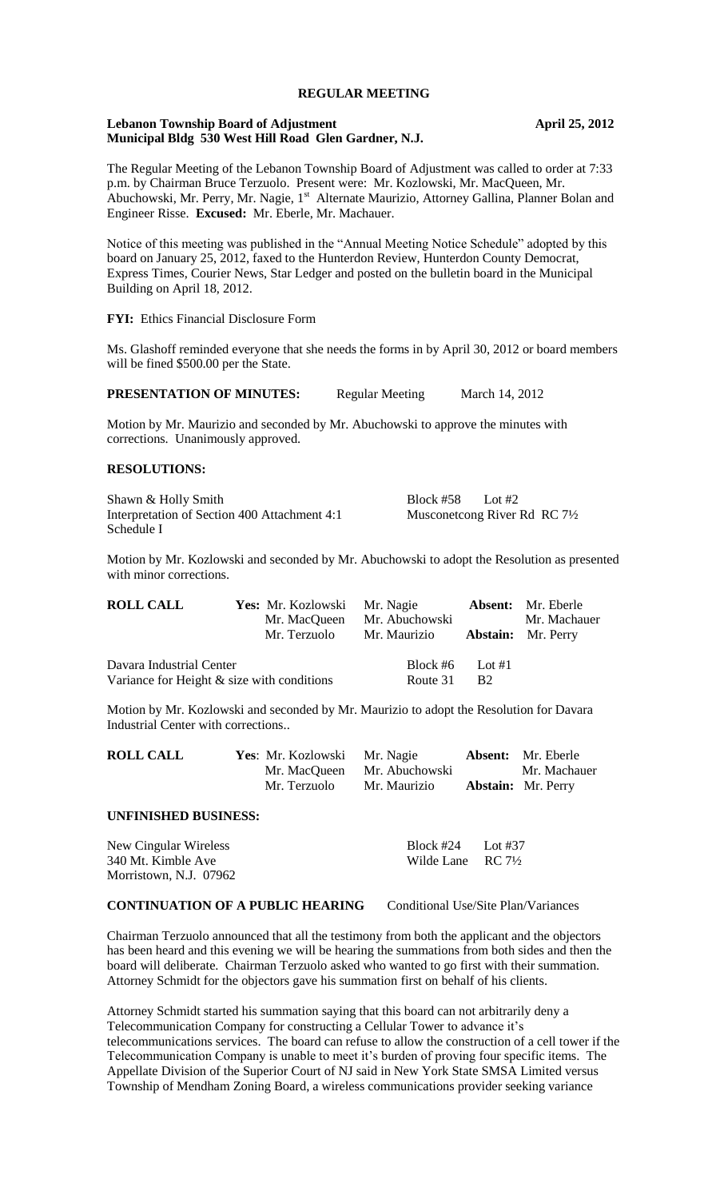# REGULAR MEETING

**Lebanon Township Board of Adjustment** **April 25, 2012**
**Municipal Bldg 530 West Hill Road Glen Gardner, N.J.**

The Regular Meeting of the Lebanon Township Board of Adjustment was called to order at 7:33 p.m. by Chairman Bruce Terzuolo. Present were: Mr. Kozlowski, Mr. MacQueen, Mr. Abuchowski, Mr. Perry, Mr. Nagie, 1st Alternate Maurizio, Attorney Gallina, Planner Bolan and Engineer Risse. **Excused:** Mr. Eberle, Mr. Machauer.

Notice of this meeting was published in the "Annual Meeting Notice Schedule" adopted by this board on January 25, 2012, faxed to the Hunterdon Review, Hunterdon County Democrat, Express Times, Courier News, Star Ledger and posted on the bulletin board in the Municipal Building on April 18, 2012.

**FYI:** Ethics Financial Disclosure Form

Ms. Glashoff reminded everyone that she needs the forms in by April 30, 2012 or board members will be fined $500.00 per the State.

**PRESENTATION OF MINUTES:** Regular Meeting March 14, 2012

Motion by Mr. Maurizio and seconded by Mr. Abuchowski to approve the minutes with corrections. Unanimously approved.

## RESOLUTIONS:

Shawn & Holly Smith — Block #58 Lot #2
Interpretation of Section 400 Attachment 4:1 Schedule I — Musconetcong River Rd RC 7½

Motion by Mr. Kozlowski and seconded by Mr. Abuchowski to adopt the Resolution as presented with minor corrections.

| **ROLL CALL** | **Yes:** Mr. Kozlowski | Mr. Nagie | **Absent:** Mr. Eberle |
|---|---|---|---|
| | Mr. MacQueen | Mr. Abuchowski | Mr. Machauer |
| | Mr. Terzuolo | Mr. Maurizio | **Abstain:** Mr. Perry |

Davara Industrial Center — Block #6 Lot #1
Variance for Height & size with conditions — Route 31 B2

Motion by Mr. Kozlowski and seconded by Mr. Maurizio to adopt the Resolution for Davara Industrial Center with corrections..

| **ROLL CALL** | **Yes**: Mr. Kozlowski | Mr. Nagie | **Absent:** Mr. Eberle |
|---|---|---|---|
| | Mr. MacQueen | Mr. Abuchowski | Mr. Machauer |
| | Mr. Terzuolo | Mr. Maurizio | **Abstain:** Mr. Perry |

## UNFINISHED BUSINESS:

New Cingular Wireless — Block #24 Lot #37
340 Mt. Kimble Ave — Wilde Lane RC 7½
Morristown, N.J. 07962

**CONTINUATION OF A PUBLIC HEARING** Conditional Use/Site Plan/Variances

Chairman Terzuolo announced that all the testimony from both the applicant and the objectors has been heard and this evening we will be hearing the summations from both sides and then the board will deliberate. Chairman Terzuolo asked who wanted to go first with their summation. Attorney Schmidt for the objectors gave his summation first on behalf of his clients.

Attorney Schmidt started his summation saying that this board can not arbitrarily deny a Telecommunication Company for constructing a Cellular Tower to advance it's telecommunications services. The board can refuse to allow the construction of a cell tower if the Telecommunication Company is unable to meet it's burden of proving four specific items. The Appellate Division of the Superior Court of NJ said in New York State SMSA Limited versus Township of Mendham Zoning Board, a wireless communications provider seeking variance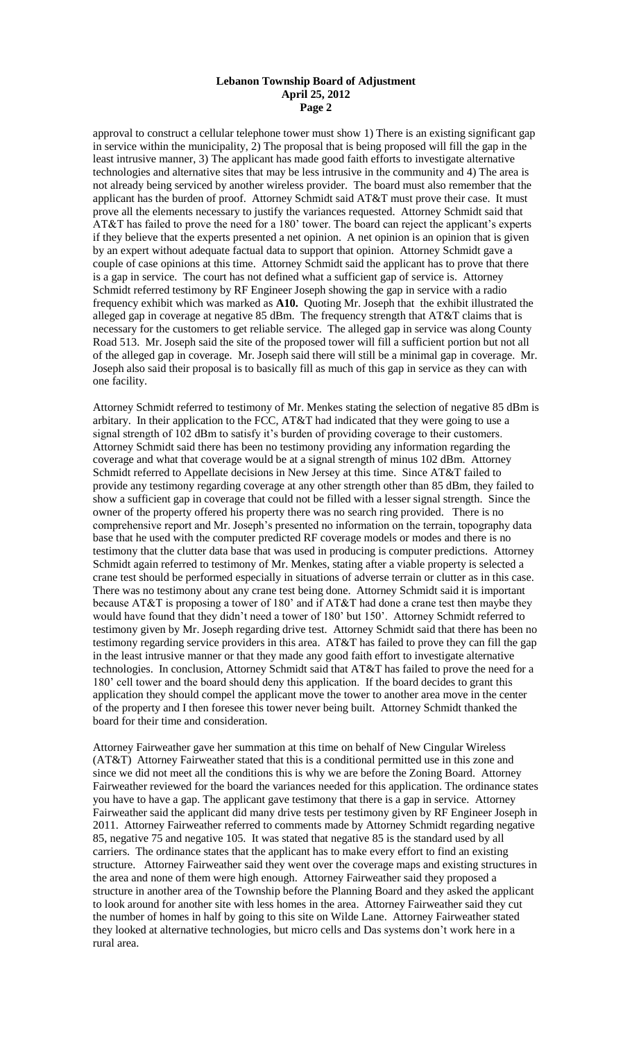approval to construct a cellular telephone tower must show 1) There is an existing significant gap in service within the municipality, 2) The proposal that is being proposed will fill the gap in the least intrusive manner, 3) The applicant has made good faith efforts to investigate alternative technologies and alternative sites that may be less intrusive in the community and 4) The area is not already being serviced by another wireless provider. The board must also remember that the applicant has the burden of proof. Attorney Schmidt said AT&T must prove their case. It must prove all the elements necessary to justify the variances requested. Attorney Schmidt said that AT&T has failed to prove the need for a 180' tower. The board can reject the applicant's experts if they believe that the experts presented a net opinion. A net opinion is an opinion that is given by an expert without adequate factual data to support that opinion. Attorney Schmidt gave a couple of case opinions at this time. Attorney Schmidt said the applicant has to prove that there is a gap in service. The court has not defined what a sufficient gap of service is. Attorney Schmidt referred testimony by RF Engineer Joseph showing the gap in service with a radio frequency exhibit which was marked as **A10.** Quoting Mr. Joseph that the exhibit illustrated the alleged gap in coverage at negative 85 dBm. The frequency strength that AT&T claims that is necessary for the customers to get reliable service. The alleged gap in service was along County Road 513. Mr. Joseph said the site of the proposed tower will fill a sufficient portion but not all of the alleged gap in coverage. Mr. Joseph said there will still be a minimal gap in coverage. Mr. Joseph also said their proposal is to basically fill as much of this gap in service as they can with one facility.

Attorney Schmidt referred to testimony of Mr. Menkes stating the selection of negative 85 dBm is arbitary. In their application to the FCC, AT&T had indicated that they were going to use a signal strength of 102 dBm to satisfy it's burden of providing coverage to their customers. Attorney Schmidt said there has been no testimony providing any information regarding the coverage and what that coverage would be at a signal strength of minus 102 dBm. Attorney Schmidt referred to Appellate decisions in New Jersey at this time. Since AT&T failed to provide any testimony regarding coverage at any other strength other than 85 dBm, they failed to show a sufficient gap in coverage that could not be filled with a lesser signal strength. Since the owner of the property offered his property there was no search ring provided. There is no comprehensive report and Mr. Joseph's presented no information on the terrain, topography data data base that he used with the computer predicted RF coverage models or modes and there is no testimony that the clutter data base that was used in producing is computer predictions. Attorney Schmidt again referred to testimony of Mr. Menkes, stating after a viable property is selected a crane test should be performed especially in situations of adverse terrain or clutter as in this case. There was no testimony about any crane test being done. Attorney Schmidt said it is important because AT&T is proposing a tower of 180' and if AT&T had done a crane test then maybe they would have found that they didn't need a tower of 180' but 150'. Attorney Schmidt referred to testimony given by Mr. Joseph regarding drive test. Attorney Schmidt said that there has been no testimony regarding service providers in this area. AT&T has failed to prove they can fill the gap in the least intrusive manner or that they made any good faith effort to investigate alternative technologies. In conclusion, Attorney Schmidt said that AT&T has failed to prove the need for a 180' cell tower and the board should deny this application. If the board decides to grant this application they should compel the applicant move the tower to another area move in the center of the property and I then foresee this tower never being built. Attorney Schmidt thanked the board for their time and consideration.

Attorney Fairweather gave her summation at this time on behalf of New Cingular Wireless (AT&T) Attorney Fairweather stated that this is a conditional permitted use in this zone and since we did not meet all the conditions this is why we are before the Zoning Board. Attorney Fairweather reviewed for the board the variances needed for this application. The ordinance states you have to have a gap. The applicant gave testimony that there is a gap in service. Attorney Fairweather said the applicant did many drive tests per testimony given by RF Engineer Joseph in 2011. Attorney Fairweather referred to comments made by Attorney Schmidt regarding negative 85, negative 75 and negative 105. It was stated that negative 85 is the standard used by all carriers. The ordinance states that the applicant has to make every effort to find an existing structure. Attorney Fairweather said they went over the coverage maps and existing structures in the area and none of them were high enough. Attorney Fairweather said they proposed a structure in another area of the Township before the Planning Board and they asked the applicant to look around for another site with less homes in the area. Attorney Fairweather said they cut the number of homes in half by going to this site on Wilde Lane. Attorney Fairweather stated they looked at alternative technologies, but micro cells and Das systems don't work here in a rural area.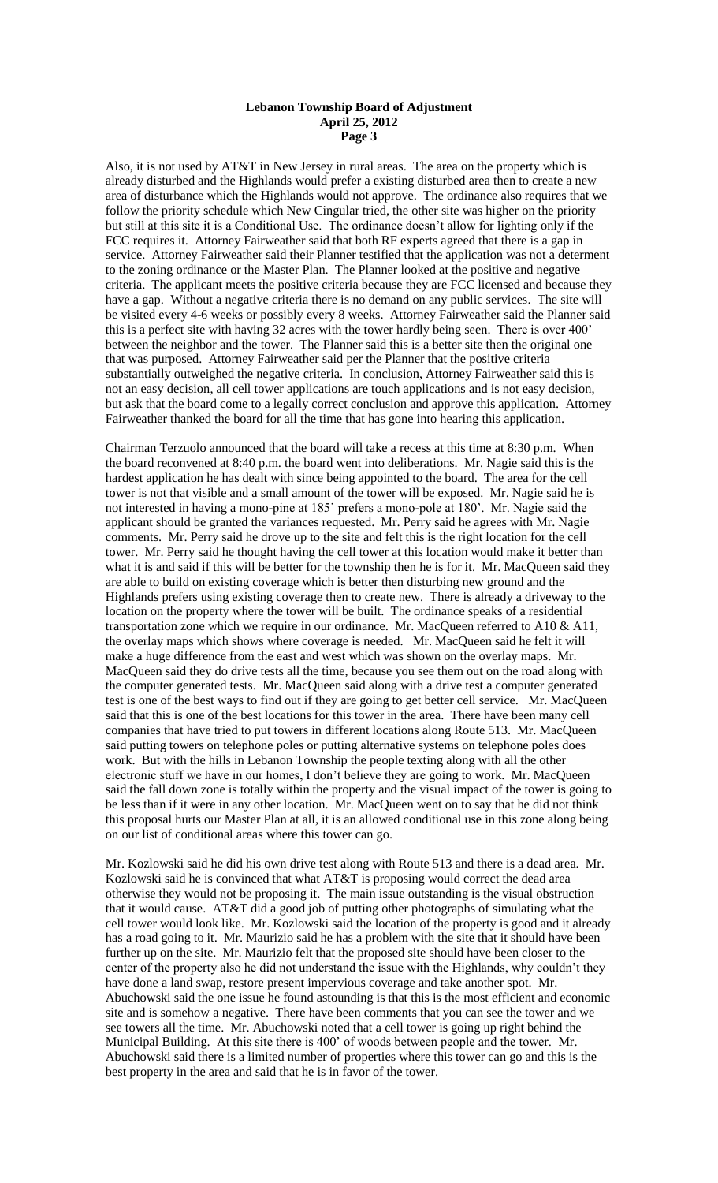Also, it is not used by AT&T in New Jersey in rural areas. The area on the property which is already disturbed and the Highlands would prefer a existing disturbed area then to create a new area of disturbance which the Highlands would not approve. The ordinance also requires that we follow the priority schedule which New Cingular tried, the other site was higher on the priority but still at this site it is a Conditional Use. The ordinance doesn't allow for lighting only if the FCC requires it. Attorney Fairweather said that both RF experts agreed that there is a gap in service. Attorney Fairweather said their Planner testified that the application was not a determent to the zoning ordinance or the Master Plan. The Planner looked at the positive and negative criteria. The applicant meets the positive criteria because they are FCC licensed and because they have a gap. Without a negative criteria there is no demand on any public services. The site will be visited every 4-6 weeks or possibly every 8 weeks. Attorney Fairweather said the Planner said this is a perfect site with having 32 acres with the tower hardly being seen. There is over 400' between the neighbor and the tower. The Planner said this is a better site then the original one that was purposed. Attorney Fairweather said per the Planner that the positive criteria substantially outweighed the negative criteria. In conclusion, Attorney Fairweather said this is not an easy decision, all cell tower applications are touch applications and is not easy decision, but ask that the board come to a legally correct conclusion and approve this application. Attorney Fairweather thanked the board for all the time that has gone into hearing this application.

Chairman Terzuolo announced that the board will take a recess at this time at 8:30 p.m. When the board reconvened at 8:40 p.m. the board went into deliberations. Mr. Nagie said this is the hardest application he has dealt with since being appointed to the board. The area for the cell tower is not that visible and a small amount of the tower will be exposed. Mr. Nagie said he is not interested in having a mono-pine at 185' prefers a mono-pole at 180'. Mr. Nagie said the applicant should be granted the variances requested. Mr. Perry said he agrees with Mr. Nagie comments. Mr. Perry said he drove up to the site and felt this is the right location for the cell tower. Mr. Perry said he thought having the cell tower at this location would make it better than what it is and said if this will be better for the township then he is for it. Mr. MacQueen said they are able to build on existing coverage which is better then disturbing new ground and the Highlands prefers using existing coverage then to create new. There is already a driveway to the location on the property where the tower will be built. The ordinance speaks of a residential transportation zone which we require in our ordinance. Mr. MacQueen referred to A10 & A11, the overlay maps which shows where coverage is needed. Mr. MacQueen said he felt it will make a huge difference from the east and west which was shown on the overlay maps. Mr. MacQueen said they do drive tests all the time, because you see them out on the road along with the computer generated tests. Mr. MacQueen said along with a drive test a computer generated test is one of the best ways to find out if they are going to get better cell service. Mr. MacQueen said that this is one of the best locations for this tower in the area. There have been many cell companies that have tried to put towers in different locations along Route 513. Mr. MacQueen said putting towers on telephone poles or putting alternative systems on telephone poles does work. But with the hills in Lebanon Township the people texting along with all the other electronic stuff we have in our homes, I don't believe they are going to work. Mr. MacQueen said the fall down zone is totally within the property and the visual impact of the tower is going to be less than if it were in any other location. Mr. MacQueen went on to say that he did not think this proposal hurts our Master Plan at all, it is an allowed conditional use in this zone along being on our list of conditional areas where this tower can go.

Mr. Kozlowski said he did his own drive test along with Route 513 and there is a dead area. Mr. Kozlowski said he is convinced that what AT&T is proposing would correct the dead area otherwise they would not be proposing it. The main issue outstanding is the visual obstruction that it would cause. AT&T did a good job of putting other photographs of simulating what the cell tower would look like. Mr. Kozlowski said the location of the property is good and it already has a road going to it. Mr. Maurizio said he has a problem with the site that it should have been further up on the site. Mr. Maurizio felt that the proposed site should have been closer to the center of the property also he did not understand the issue with the Highlands, why couldn't they have done a land swap, restore present impervious coverage and take another spot. Mr. Abuchowski said the one issue he found astounding is that this is the most efficient and economic site and is somehow a negative. There have been comments that you can see the tower and we see towers all the time. Mr. Abuchowski noted that a cell tower is going up right behind the Municipal Building. At this site there is 400' of woods between people and the tower. Mr. Abuchowski said there is a limited number of properties where this tower can go and this is the best property in the area and said that he is in favor of the tower.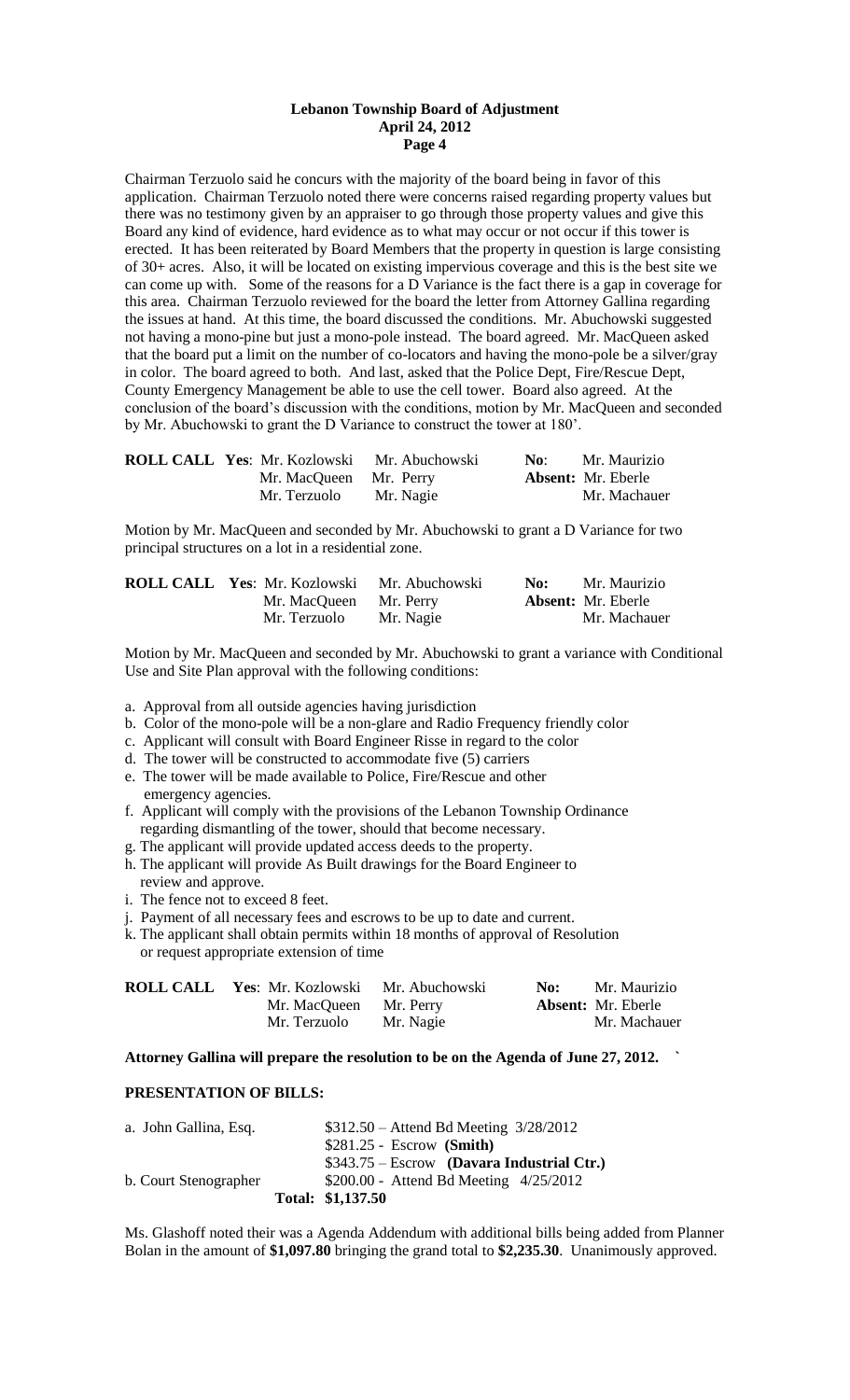Chairman Terzuolo said he concurs with the majority of the board being in favor of this application. Chairman Terzuolo noted there were concerns raised regarding property values but there was no testimony given by an appraiser to go through those property values and give this Board any kind of evidence, hard evidence as to what may occur or not occur if this tower is erected. It has been reiterated by Board Members that the property in question is large consisting of 30+ acres. Also, it will be located on existing impervious coverage and this is the best site we can come up with. Some of the reasons for a D Variance is the fact there is a gap in coverage for this area. Chairman Terzuolo reviewed for the board the letter from Attorney Gallina regarding the issues at hand. At this time, the board discussed the conditions. Mr. Abuchowski suggested not having a mono-pine but just a mono-pole instead. The board agreed. Mr. MacQueen asked that the board put a limit on the number of co-locators and having the mono-pole be a silver/gray in color. The board agreed to both. And last, asked that the Police Dept, Fire/Rescue Dept, County Emergency Management be able to use the cell tower. Board also agreed. At the conclusion of the board's discussion with the conditions, motion by Mr. MacQueen and seconded by Mr. Abuchowski to grant the D Variance to construct the tower at 180'.

| **ROLL CALL** | **Yes**: Mr. Kozlowski | Mr. Abuchowski | **No**: | Mr. Maurizio |
|---|---|---|---|---|
| | Mr. MacQueen | Mr. Perry | **Absent:** | Mr. Eberle |
| | Mr. Terzuolo | Mr. Nagie | | Mr. Machauer |

Motion by Mr. MacQueen and seconded by Mr. Abuchowski to grant a D Variance for two principal structures on a lot in a residential zone.

| **ROLL CALL** | **Yes**: Mr. Kozlowski | Mr. Abuchowski | **No:** | Mr. Maurizio |
|---|---|---|---|---|
| | Mr. MacQueen | Mr. Perry | **Absent:** | Mr. Eberle |
| | Mr. Terzuolo | Mr. Nagie | | Mr. Machauer |

Motion by Mr. MacQueen and seconded by Mr. Abuchowski to grant a variance with Conditional Use and Site Plan approval with the following conditions:

a. Approval from all outside agencies having jurisdiction
b. Color of the mono-pole will be a non-glare and Radio Frequency friendly color
c. Applicant will consult with Board Engineer Risse in regard to the color
d. The tower will be constructed to accommodate five (5) carriers
e. The tower will be made available to Police, Fire/Rescue and other emergency agencies.
f. Applicant will comply with the provisions of the Lebanon Township Ordinance regarding dismantling of the tower, should that become necessary.
g. The applicant will provide updated access deeds to the property.
h. The applicant will provide As Built drawings for the Board Engineer to review and approve.
i. The fence not to exceed 8 feet.
j. Payment of all necessary fees and escrows to be up to date and current.
k. The applicant shall obtain permits within 18 months of approval of Resolution or request appropriate extension of time

| **ROLL CALL** | **Yes**: Mr. Kozlowski | Mr. Abuchowski | **No:** | Mr. Maurizio |
|---|---|---|---|---|
| | Mr. MacQueen | Mr. Perry | **Absent:** | Mr. Eberle |
| | Mr. Terzuolo | Mr. Nagie | | Mr. Machauer |

**Attorney Gallina will prepare the resolution to be on the Agenda of June 27, 2012.**

## PRESENTATION OF BILLS:

| | |
|---|---|
| a. John Gallina, Esq. | $312.50 – Attend Bd Meeting 3/28/2012 |
| | $281.25 - Escrow **(Smith)** |
| | $343.75 – Escrow **(Davara Industrial Ctr.)** |
| b. Court Stenographer | $200.00 - Attend Bd Meeting 4/25/2012 |
| | **Total: $1,137.50** |

Ms. Glashoff noted their was a Agenda Addendum with additional bills being added from Planner Bolan in the amount of **$1,097.80** bringing the grand total to **$2,235.30**. Unanimously approved.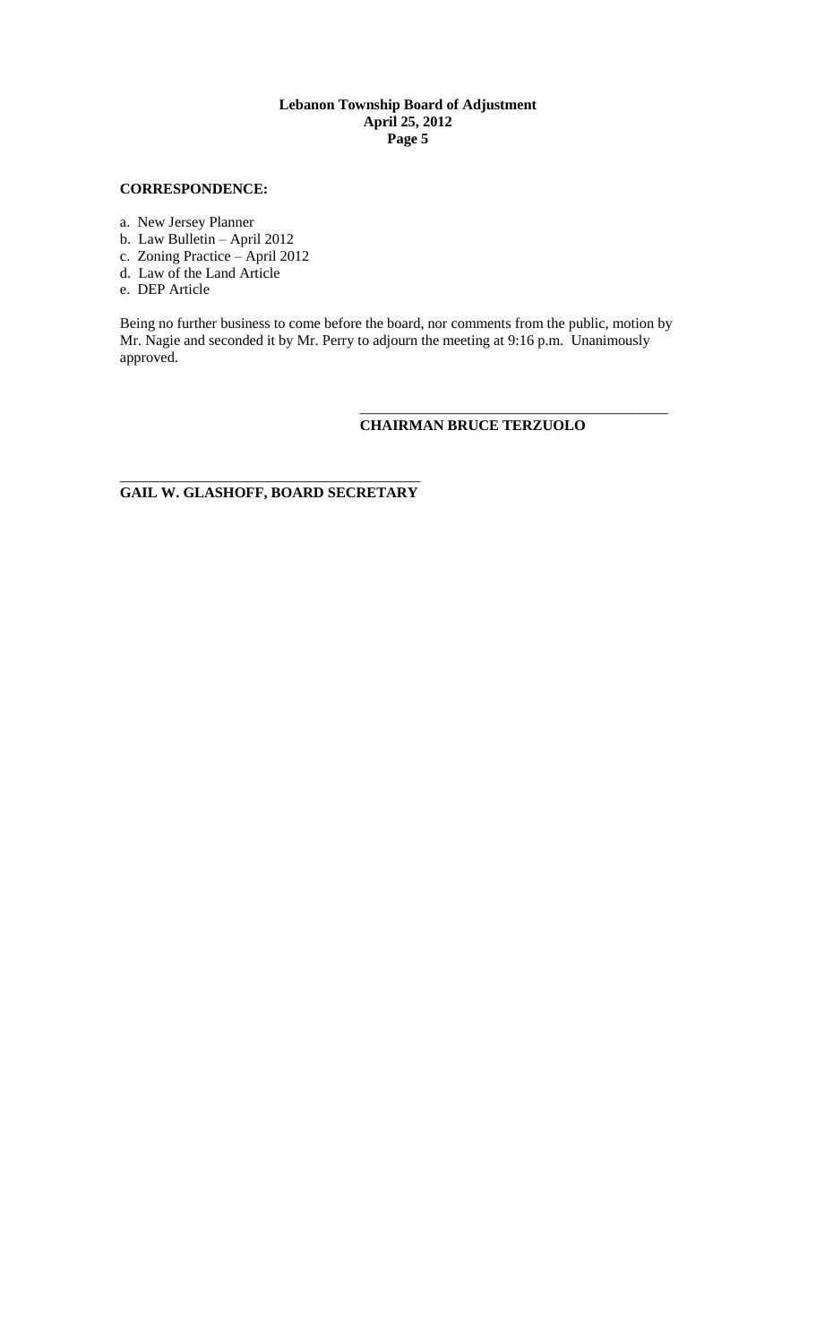**CORRESPONDENCE:**

a. New Jersey Planner
b. Law Bulletin – April 2012
c. Zoning Practice – April 2012
d. Law of the Land Article
e. DEP Article

Being no further business to come before the board, nor comments from the public, motion by Mr. Nagie and seconded it by Mr. Perry to adjourn the meeting at 9:16 p.m. Unanimously approved.

\_\_\_\_\_\_\_\_\_\_\_\_\_\_\_\_\_\_\_\_\_\_\_\_\_\_\_\_\_\_\_\_\_\_\_\_\_\_\_\_\_\_

**CHAIRMAN BRUCE TERZUOLO**

\_\_\_\_\_\_\_\_\_\_\_\_\_\_\_\_\_\_\_\_\_\_\_\_\_\_\_\_\_\_\_\_\_\_\_\_\_\_\_\_\_\_

**GAIL W. GLASHOFF, BOARD SECRETARY**